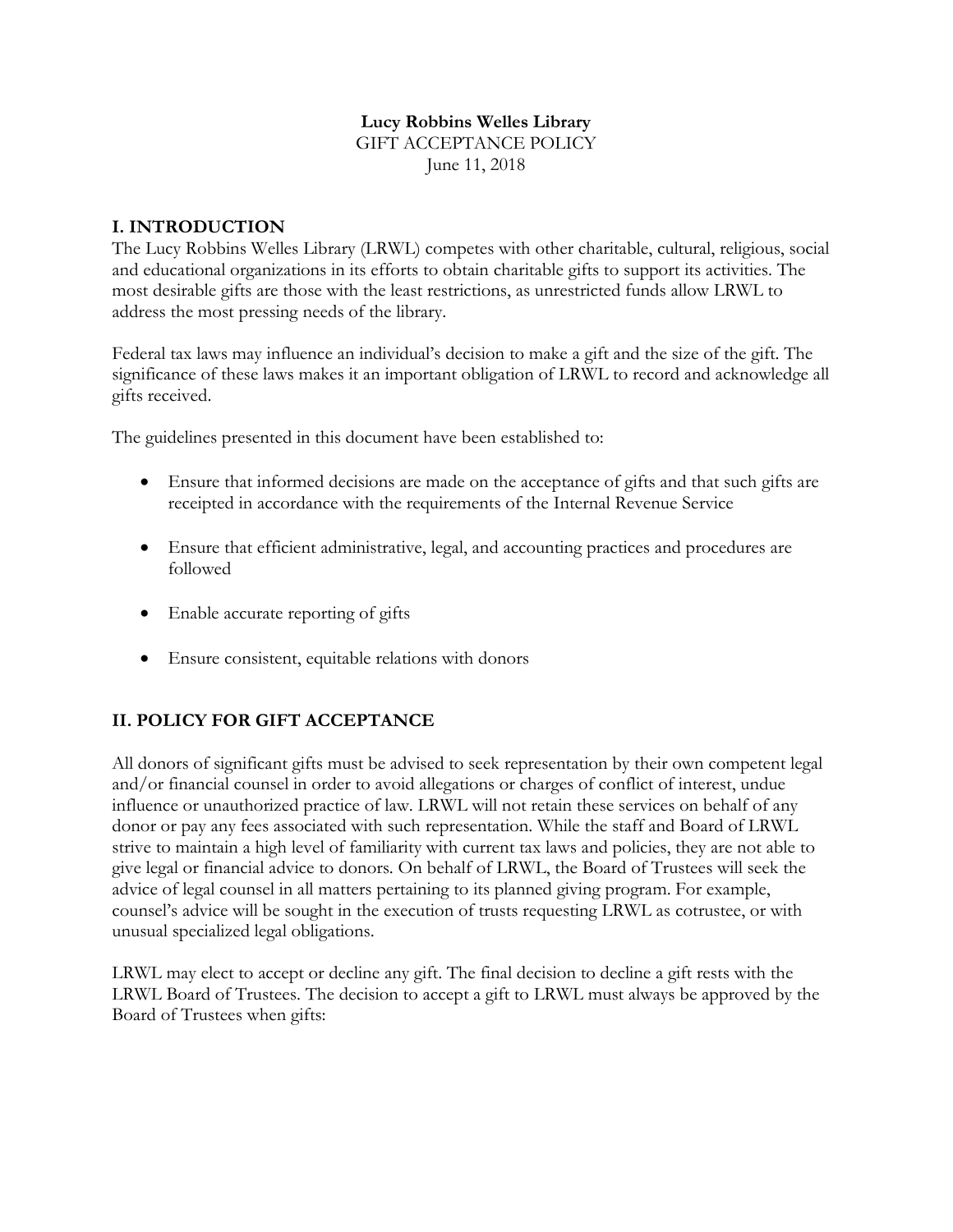**Lucy Robbins Welles Library**

GIFT ACCEPTANCE POLICY

June 11, 2018

## I. INTRODUCTION

The Lucy Robbins Welles Library (LRWL) competes with other charitable, cultural, religious, social and educational organizations in its efforts to obtain charitable gifts to support its activities. The most desirable gifts are those with the least restrictions, as unrestricted funds allow LRWL to address the most pressing needs of the library.

Federal tax laws may influence an individual's decision to make a gift and the size of the gift. The significance of these laws makes it an important obligation of LRWL to record and acknowledge all gifts received.

The guidelines presented in this document have been established to:

- Ensure that informed decisions are made on the acceptance of gifts and that such gifts are receipted in accordance with the requirements of the Internal Revenue Service
- Ensure that efficient administrative, legal, and accounting practices and procedures are followed
- Enable accurate reporting of gifts
- Ensure consistent, equitable relations with donors

## II. POLICY FOR GIFT ACCEPTANCE

All donors of significant gifts must be advised to seek representation by their own competent legal and/or financial counsel in order to avoid allegations or charges of conflict of interest, undue influence or unauthorized practice of law. LRWL will not retain these services on behalf of any donor or pay any fees associated with such representation. While the staff and Board of LRWL strive to maintain a high level of familiarity with current tax laws and policies, they are not able to give legal or financial advice to donors. On behalf of LRWL, the Board of Trustees will seek the advice of legal counsel in all matters pertaining to its planned giving program. For example, counsel's advice will be sought in the execution of trusts requesting LRWL as cotrustee, or with unusual specialized legal obligations.

LRWL may elect to accept or decline any gift. The final decision to decline a gift rests with the LRWL Board of Trustees. The decision to accept a gift to LRWL must always be approved by the Board of Trustees when gifts: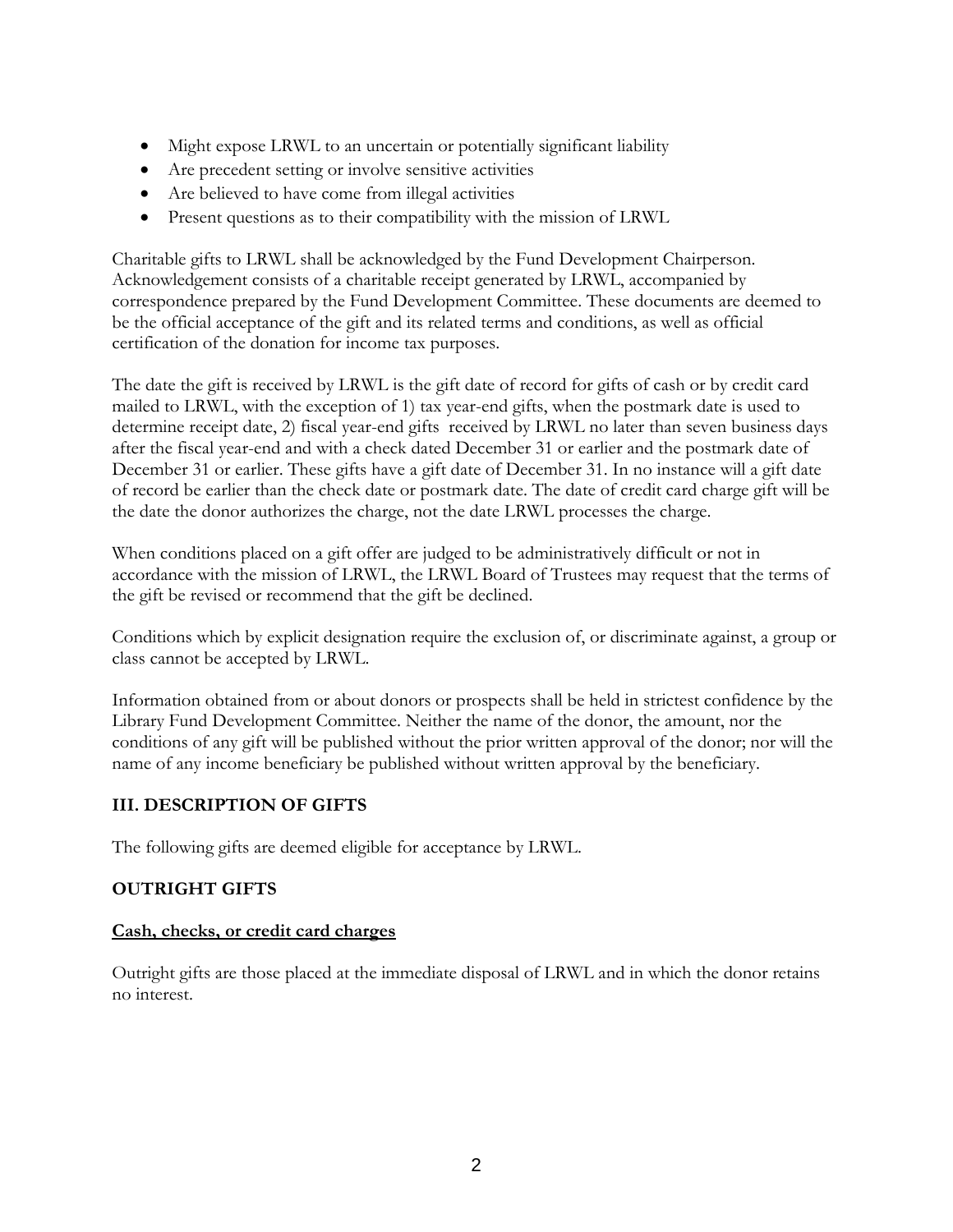- Might expose LRWL to an uncertain or potentially significant liability
- Are precedent setting or involve sensitive activities
- Are believed to have come from illegal activities
- Present questions as to their compatibility with the mission of LRWL

Charitable gifts to LRWL shall be acknowledged by the Fund Development Chairperson. Acknowledgement consists of a charitable receipt generated by LRWL, accompanied by correspondence prepared by the Fund Development Committee. These documents are deemed to be the official acceptance of the gift and its related terms and conditions, as well as official certification of the donation for income tax purposes.

The date the gift is received by LRWL is the gift date of record for gifts of cash or by credit card mailed to LRWL, with the exception of 1) tax year-end gifts, when the postmark date is used to determine receipt date, 2) fiscal year-end gifts received by LRWL no later than seven business days after the fiscal year-end and with a check dated December 31 or earlier and the postmark date of December 31 or earlier. These gifts have a gift date of December 31. In no instance will a gift date of record be earlier than the check date or postmark date. The date of credit card charge gift will be the date the donor authorizes the charge, not the date LRWL processes the charge.

When conditions placed on a gift offer are judged to be administratively difficult or not in accordance with the mission of LRWL, the LRWL Board of Trustees may request that the terms of the gift be revised or recommend that the gift be declined.

Conditions which by explicit designation require the exclusion of, or discriminate against, a group or class cannot be accepted by LRWL.

Information obtained from or about donors or prospects shall be held in strictest confidence by the Library Fund Development Committee. Neither the name of the donor, the amount, nor the conditions of any gift will be published without the prior written approval of the donor; nor will the name of any income beneficiary be published without written approval by the beneficiary.

## III. DESCRIPTION OF GIFTS

The following gifts are deemed eligible for acceptance by LRWL.

### OUTRIGHT GIFTS

#### Cash, checks, or credit card charges

Outright gifts are those placed at the immediate disposal of LRWL and in which the donor retains no interest.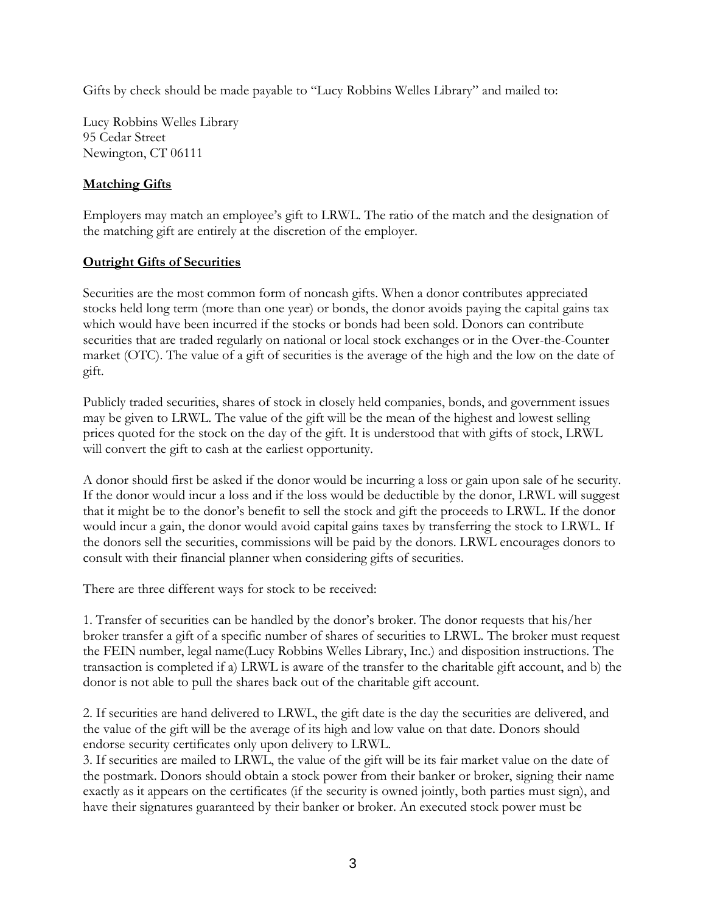Gifts by check should be made payable to "Lucy Robbins Welles Library" and mailed to:

Lucy Robbins Welles Library
95 Cedar Street
Newington, CT 06111

## **Matching Gifts**

Employers may match an employee's gift to LRWL. The ratio of the match and the designation of the matching gift are entirely at the discretion of the employer.

## **Outright Gifts of Securities**

Securities are the most common form of noncash gifts. When a donor contributes appreciated stocks held long term (more than one year) or bonds, the donor avoids paying the capital gains tax which would have been incurred if the stocks or bonds had been sold. Donors can contribute securities that are traded regularly on national or local stock exchanges or in the Over-the-Counter market (OTC). The value of a gift of securities is the average of the high and the low on the date of gift.

Publicly traded securities, shares of stock in closely held companies, bonds, and government issues may be given to LRWL. The value of the gift will be the mean of the highest and lowest selling prices quoted for the stock on the day of the gift. It is understood that with gifts of stock, LRWL will convert the gift to cash at the earliest opportunity.

A donor should first be asked if the donor would be incurring a loss or gain upon sale of he security. If the donor would incur a loss and if the loss would be deductible by the donor, LRWL will suggest that it might be to the donor's benefit to sell the stock and gift the proceeds to LRWL. If the donor would incur a gain, the donor would avoid capital gains taxes by transferring the stock to LRWL. If the donors sell the securities, commissions will be paid by the donors. LRWL encourages donors to consult with their financial planner when considering gifts of securities.

There are three different ways for stock to be received:

1. Transfer of securities can be handled by the donor's broker. The donor requests that his/her broker transfer a gift of a specific number of shares of securities to LRWL. The broker must request the FEIN number, legal name(Lucy Robbins Welles Library, Inc.) and disposition instructions. The transaction is completed if a) LRWL is aware of the transfer to the charitable gift account, and b) the donor is not able to pull the shares back out of the charitable gift account.

2. If securities are hand delivered to LRWL, the gift date is the day the securities are delivered, and the value of the gift will be the average of its high and low value on that date. Donors should endorse security certificates only upon delivery to LRWL.

3. If securities are mailed to LRWL, the value of the gift will be its fair market value on the date of the postmark. Donors should obtain a stock power from their banker or broker, signing their name exactly as it appears on the certificates (if the security is owned jointly, both parties must sign), and have their signatures guaranteed by their banker or broker. An executed stock power must be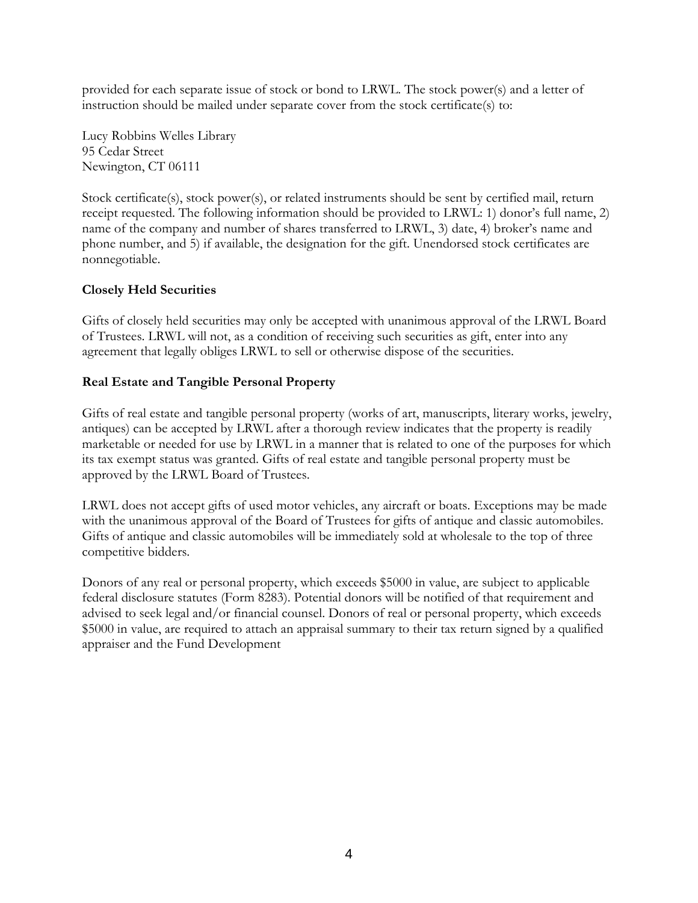provided for each separate issue of stock or bond to LRWL. The stock power(s) and a letter of instruction should be mailed under separate cover from the stock certificate(s) to:

Lucy Robbins Welles Library
95 Cedar Street
Newington, CT 06111

Stock certificate(s), stock power(s), or related instruments should be sent by certified mail, return receipt requested. The following information should be provided to LRWL: 1) donor's full name, 2) name of the company and number of shares transferred to LRWL, 3) date, 4) broker's name and phone number, and 5) if available, the designation for the gift. Unendorsed stock certificates are nonnegotiable.

**Closely Held Securities**

Gifts of closely held securities may only be accepted with unanimous approval of the LRWL Board of Trustees. LRWL will not, as a condition of receiving such securities as gift, enter into any agreement that legally obliges LRWL to sell or otherwise dispose of the securities.

**Real Estate and Tangible Personal Property**

Gifts of real estate and tangible personal property (works of art, manuscripts, literary works, jewelry, antiques) can be accepted by LRWL after a thorough review indicates that the property is readily marketable or needed for use by LRWL in a manner that is related to one of the purposes for which its tax exempt status was granted. Gifts of real estate and tangible personal property must be approved by the LRWL Board of Trustees.

LRWL does not accept gifts of used motor vehicles, any aircraft or boats. Exceptions may be made with the unanimous approval of the Board of Trustees for gifts of antique and classic automobiles. Gifts of antique and classic automobiles will be immediately sold at wholesale to the top of three competitive bidders.

Donors of any real or personal property, which exceeds $5000 in value, are subject to applicable federal disclosure statutes (Form 8283). Potential donors will be notified of that requirement and advised to seek legal and/or financial counsel. Donors of real or personal property, which exceeds $5000 in value, are required to attach an appraisal summary to their tax return signed by a qualified appraiser and the Fund Development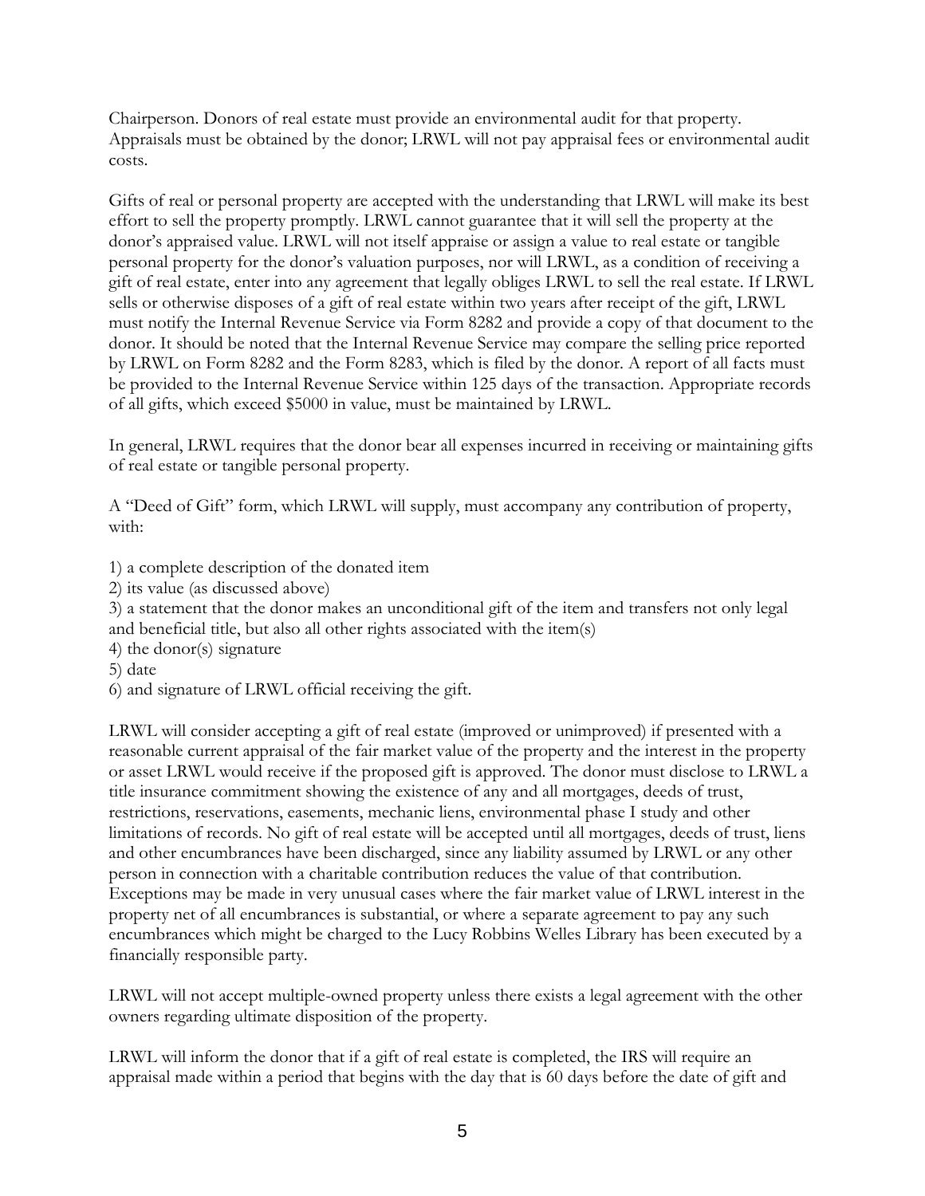Chairperson. Donors of real estate must provide an environmental audit for that property. Appraisals must be obtained by the donor; LRWL will not pay appraisal fees or environmental audit costs.

Gifts of real or personal property are accepted with the understanding that LRWL will make its best effort to sell the property promptly. LRWL cannot guarantee that it will sell the property at the donor's appraised value. LRWL will not itself appraise or assign a value to real estate or tangible personal property for the donor's valuation purposes, nor will LRWL, as a condition of receiving a gift of real estate, enter into any agreement that legally obliges LRWL to sell the real estate. If LRWL sells or otherwise disposes of a gift of real estate within two years after receipt of the gift, LRWL must notify the Internal Revenue Service via Form 8282 and provide a copy of that document to the donor. It should be noted that the Internal Revenue Service may compare the selling price reported by LRWL on Form 8282 and the Form 8283, which is filed by the donor. A report of all facts must be provided to the Internal Revenue Service within 125 days of the transaction. Appropriate records of all gifts, which exceed $5000 in value, must be maintained by LRWL.

In general, LRWL requires that the donor bear all expenses incurred in receiving or maintaining gifts of real estate or tangible personal property.

A "Deed of Gift" form, which LRWL will supply, must accompany any contribution of property, with:

1) a complete description of the donated item
2) its value (as discussed above)
3) a statement that the donor makes an unconditional gift of the item and transfers not only legal and beneficial title, but also all other rights associated with the item(s)
4) the donor(s) signature
5) date
6) and signature of LRWL official receiving the gift.

LRWL will consider accepting a gift of real estate (improved or unimproved) if presented with a reasonable current appraisal of the fair market value of the property and the interest in the property or asset LRWL would receive if the proposed gift is approved. The donor must disclose to LRWL a title insurance commitment showing the existence of any and all mortgages, deeds of trust, restrictions, reservations, easements, mechanic liens, environmental phase I study and other limitations of records. No gift of real estate will be accepted until all mortgages, deeds of trust, liens and other encumbrances have been discharged, since any liability assumed by LRWL or any other person in connection with a charitable contribution reduces the value of that contribution. Exceptions may be made in very unusual cases where the fair market value of LRWL interest in the property net of all encumbrances is substantial, or where a separate agreement to pay any such encumbrances which might be charged to the Lucy Robbins Welles Library has been executed by a financially responsible party.

LRWL will not accept multiple-owned property unless there exists a legal agreement with the other owners regarding ultimate disposition of the property.

LRWL will inform the donor that if a gift of real estate is completed, the IRS will require an appraisal made within a period that begins with the day that is 60 days before the date of gift and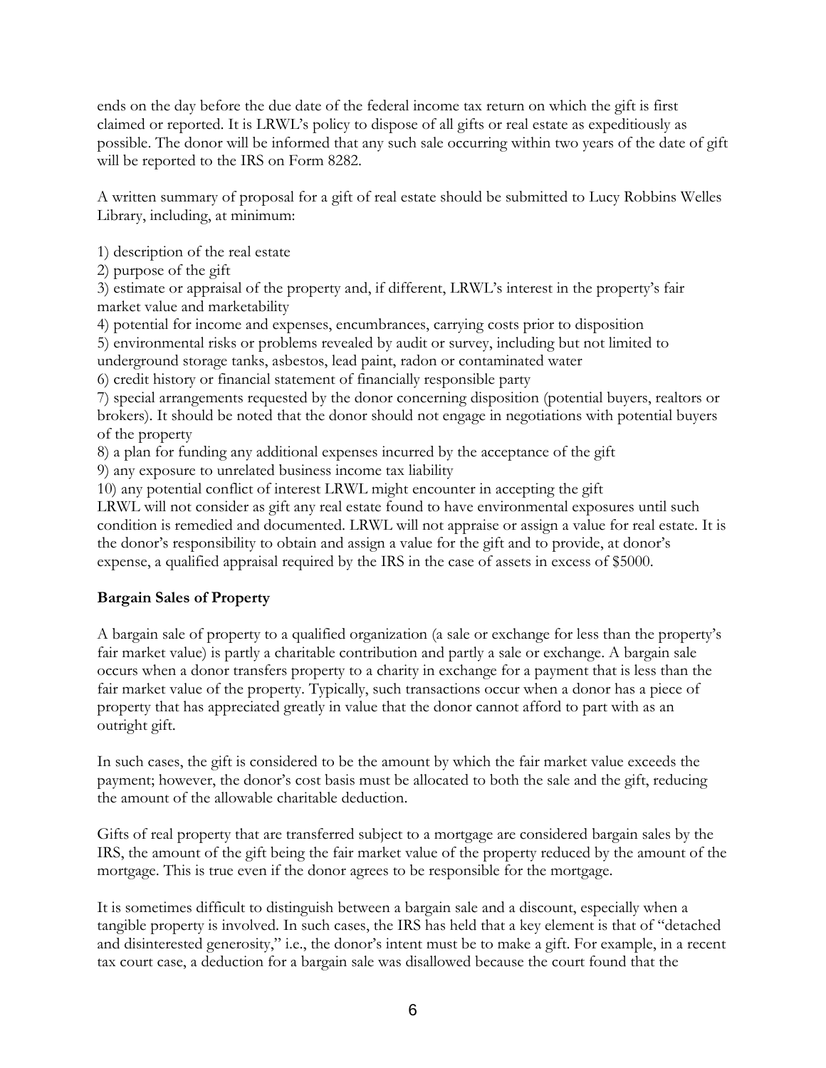ends on the day before the due date of the federal income tax return on which the gift is first claimed or reported. It is LRWL's policy to dispose of all gifts or real estate as expeditiously as possible. The donor will be informed that any such sale occurring within two years of the date of gift will be reported to the IRS on Form 8282.

A written summary of proposal for a gift of real estate should be submitted to Lucy Robbins Welles Library, including, at minimum:

1) description of the real estate
2) purpose of the gift
3) estimate or appraisal of the property and, if different, LRWL's interest in the property's fair market value and marketability
4) potential for income and expenses, encumbrances, carrying costs prior to disposition
5) environmental risks or problems revealed by audit or survey, including but not limited to underground storage tanks, asbestos, lead paint, radon or contaminated water
6) credit history or financial statement of financially responsible party
7) special arrangements requested by the donor concerning disposition (potential buyers, realtors or brokers). It should be noted that the donor should not engage in negotiations with potential buyers of the property
8) a plan for funding any additional expenses incurred by the acceptance of the gift
9) any exposure to unrelated business income tax liability
10) any potential conflict of interest LRWL might encounter in accepting the gift

LRWL will not consider as gift any real estate found to have environmental exposures until such condition is remedied and documented. LRWL will not appraise or assign a value for real estate. It is the donor's responsibility to obtain and assign a value for the gift and to provide, at donor's expense, a qualified appraisal required by the IRS in the case of assets in excess of $5000.

**Bargain Sales of Property**

A bargain sale of property to a qualified organization (a sale or exchange for less than the property's fair market value) is partly a charitable contribution and partly a sale or exchange. A bargain sale occurs when a donor transfers property to a charity in exchange for a payment that is less than the fair market value of the property. Typically, such transactions occur when a donor has a piece of property that has appreciated greatly in value that the donor cannot afford to part with as an outright gift.

In such cases, the gift is considered to be the amount by which the fair market value exceeds the payment; however, the donor's cost basis must be allocated to both the sale and the gift, reducing the amount of the allowable charitable deduction.

Gifts of real property that are transferred subject to a mortgage are considered bargain sales by the IRS, the amount of the gift being the fair market value of the property reduced by the amount of the mortgage. This is true even if the donor agrees to be responsible for the mortgage.

It is sometimes difficult to distinguish between a bargain sale and a discount, especially when a tangible property is involved. In such cases, the IRS has held that a key element is that of "detached and disinterested generosity," i.e., the donor's intent must be to make a gift. For example, in a recent tax court case, a deduction for a bargain sale was disallowed because the court found that the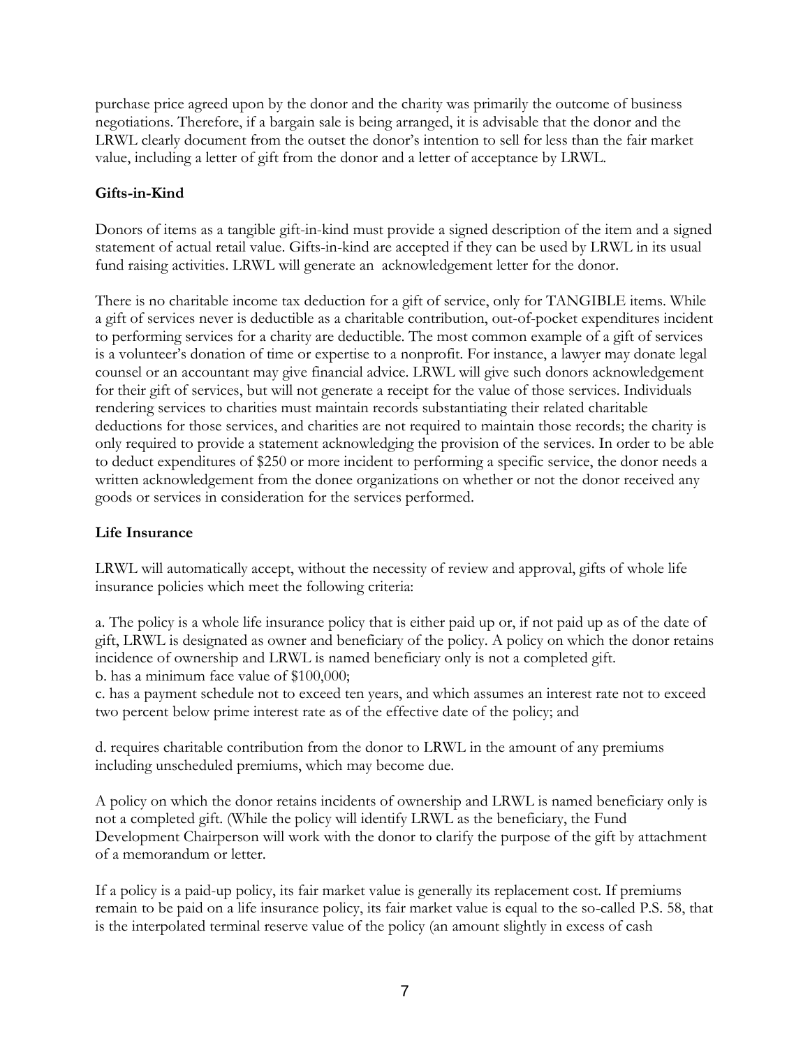purchase price agreed upon by the donor and the charity was primarily the outcome of business negotiations. Therefore, if a bargain sale is being arranged, it is advisable that the donor and the LRWL clearly document from the outset the donor's intention to sell for less than the fair market value, including a letter of gift from the donor and a letter of acceptance by LRWL.

**Gifts-in-Kind**

Donors of items as a tangible gift-in-kind must provide a signed description of the item and a signed statement of actual retail value. Gifts-in-kind are accepted if they can be used by LRWL in its usual fund raising activities. LRWL will generate an acknowledgement letter for the donor.

There is no charitable income tax deduction for a gift of service, only for TANGIBLE items. While a gift of services never is deductible as a charitable contribution, out-of-pocket expenditures incident to performing services for a charity are deductible. The most common example of a gift of services is a volunteer's donation of time or expertise to a nonprofit. For instance, a lawyer may donate legal counsel or an accountant may give financial advice. LRWL will give such donors acknowledgement for their gift of services, but will not generate a receipt for the value of those services. Individuals rendering services to charities must maintain records substantiating their related charitable deductions for those services, and charities are not required to maintain those records; the charity is only required to provide a statement acknowledging the provision of the services. In order to be able to deduct expenditures of $250 or more incident to performing a specific service, the donor needs a written acknowledgement from the donee organizations on whether or not the donor received any goods or services in consideration for the services performed.

**Life Insurance**

LRWL will automatically accept, without the necessity of review and approval, gifts of whole life insurance policies which meet the following criteria:

a. The policy is a whole life insurance policy that is either paid up or, if not paid up as of the date of gift, LRWL is designated as owner and beneficiary of the policy. A policy on which the donor retains incidence of ownership and LRWL is named beneficiary only is not a completed gift.
b. has a minimum face value of $100,000;
c. has a payment schedule not to exceed ten years, and which assumes an interest rate not to exceed two percent below prime interest rate as of the effective date of the policy; and

d. requires charitable contribution from the donor to LRWL in the amount of any premiums including unscheduled premiums, which may become due.

A policy on which the donor retains incidents of ownership and LRWL is named beneficiary only is not a completed gift. (While the policy will identify LRWL as the beneficiary, the Fund Development Chairperson will work with the donor to clarify the purpose of the gift by attachment of a memorandum or letter.

If a policy is a paid-up policy, its fair market value is generally its replacement cost. If premiums remain to be paid on a life insurance policy, its fair market value is equal to the so-called P.S. 58, that is the interpolated terminal reserve value of the policy (an amount slightly in excess of cash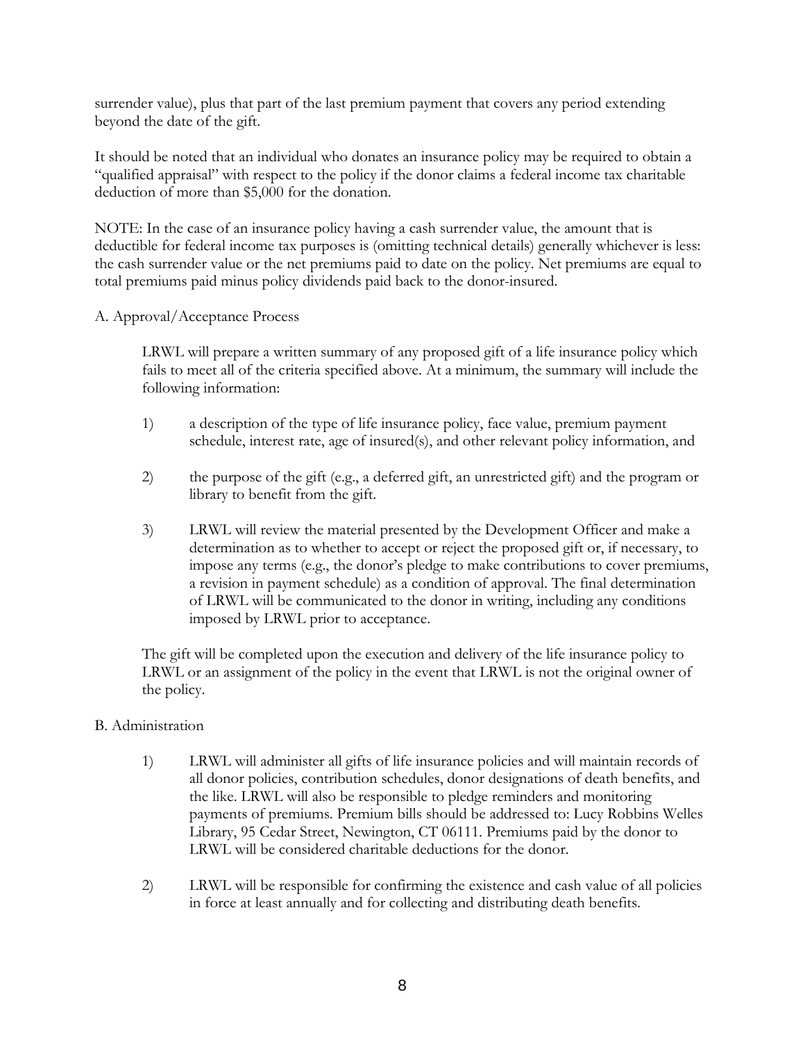surrender value), plus that part of the last premium payment that covers any period extending beyond the date of the gift.

It should be noted that an individual who donates an insurance policy may be required to obtain a "qualified appraisal" with respect to the policy if the donor claims a federal income tax charitable deduction of more than $5,000 for the donation.

NOTE: In the case of an insurance policy having a cash surrender value, the amount that is deductible for federal income tax purposes is (omitting technical details) generally whichever is less: the cash surrender value or the net premiums paid to date on the policy. Net premiums are equal to total premiums paid minus policy dividends paid back to the donor-insured.

A. Approval/Acceptance Process

LRWL will prepare a written summary of any proposed gift of a life insurance policy which fails to meet all of the criteria specified above. At a minimum, the summary will include the following information:

1) a description of the type of life insurance policy, face value, premium payment schedule, interest rate, age of insured(s), and other relevant policy information, and

2) the purpose of the gift (e.g., a deferred gift, an unrestricted gift) and the program or library to benefit from the gift.

3) LRWL will review the material presented by the Development Officer and make a determination as to whether to accept or reject the proposed gift or, if necessary, to impose any terms (e.g., the donor's pledge to make contributions to cover premiums, a revision in payment schedule) as a condition of approval. The final determination of LRWL will be communicated to the donor in writing, including any conditions imposed by LRWL prior to acceptance.

The gift will be completed upon the execution and delivery of the life insurance policy to LRWL or an assignment of the policy in the event that LRWL is not the original owner of the policy.

B. Administration

1) LRWL will administer all gifts of life insurance policies and will maintain records of all donor policies, contribution schedules, donor designations of death benefits, and the like. LRWL will also be responsible to pledge reminders and monitoring payments of premiums. Premium bills should be addressed to: Lucy Robbins Welles Library, 95 Cedar Street, Newington, CT 06111. Premiums paid by the donor to LRWL will be considered charitable deductions for the donor.

2) LRWL will be responsible for confirming the existence and cash value of all policies in force at least annually and for collecting and distributing death benefits.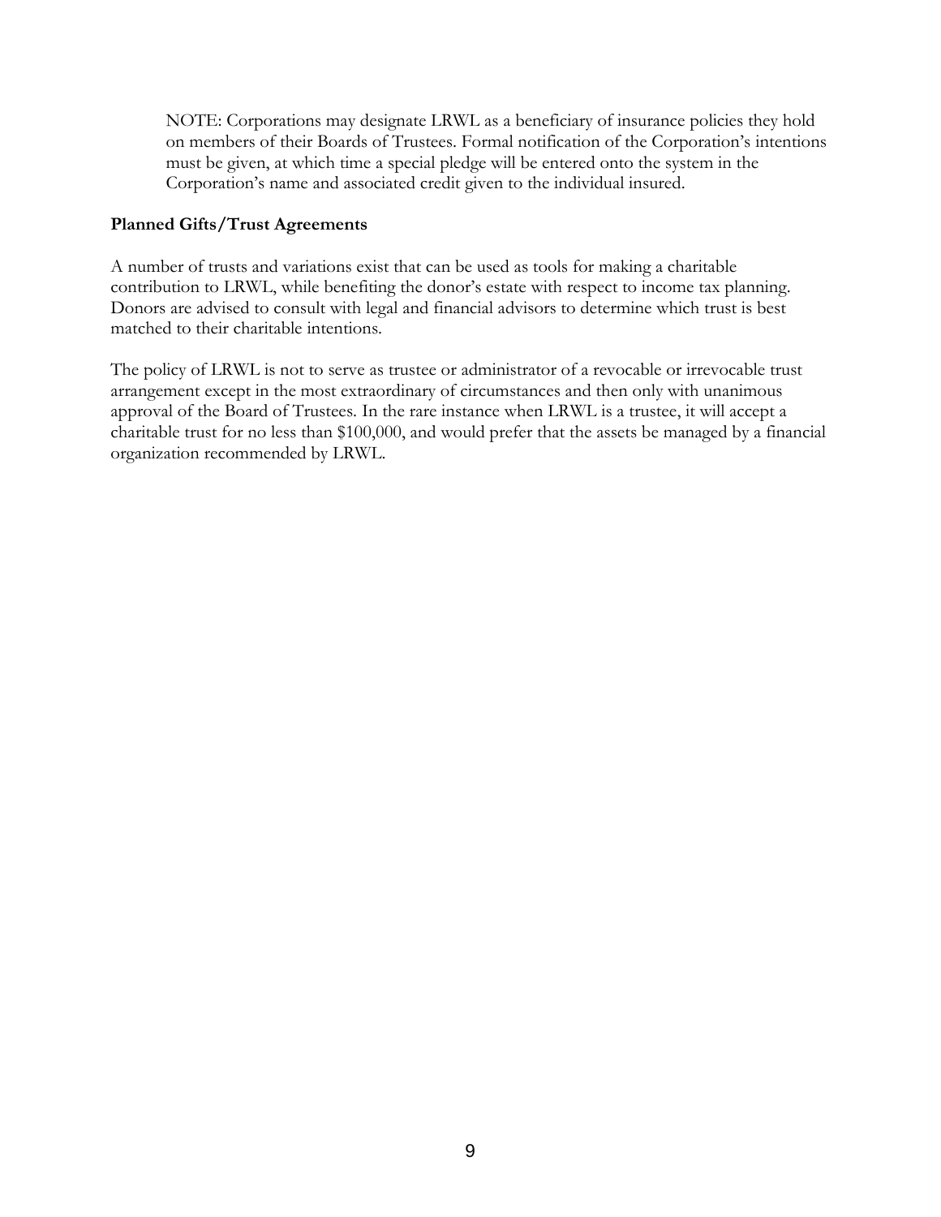NOTE: Corporations may designate LRWL as a beneficiary of insurance policies they hold on members of their Boards of Trustees. Formal notification of the Corporation's intentions must be given, at which time a special pledge will be entered onto the system in the Corporation's name and associated credit given to the individual insured.

**Planned Gifts/Trust Agreements**

A number of trusts and variations exist that can be used as tools for making a charitable contribution to LRWL, while benefiting the donor's estate with respect to income tax planning. Donors are advised to consult with legal and financial advisors to determine which trust is best matched to their charitable intentions.

The policy of LRWL is not to serve as trustee or administrator of a revocable or irrevocable trust arrangement except in the most extraordinary of circumstances and then only with unanimous approval of the Board of Trustees. In the rare instance when LRWL is a trustee, it will accept a charitable trust for no less than $100,000, and would prefer that the assets be managed by a financial organization recommended by LRWL.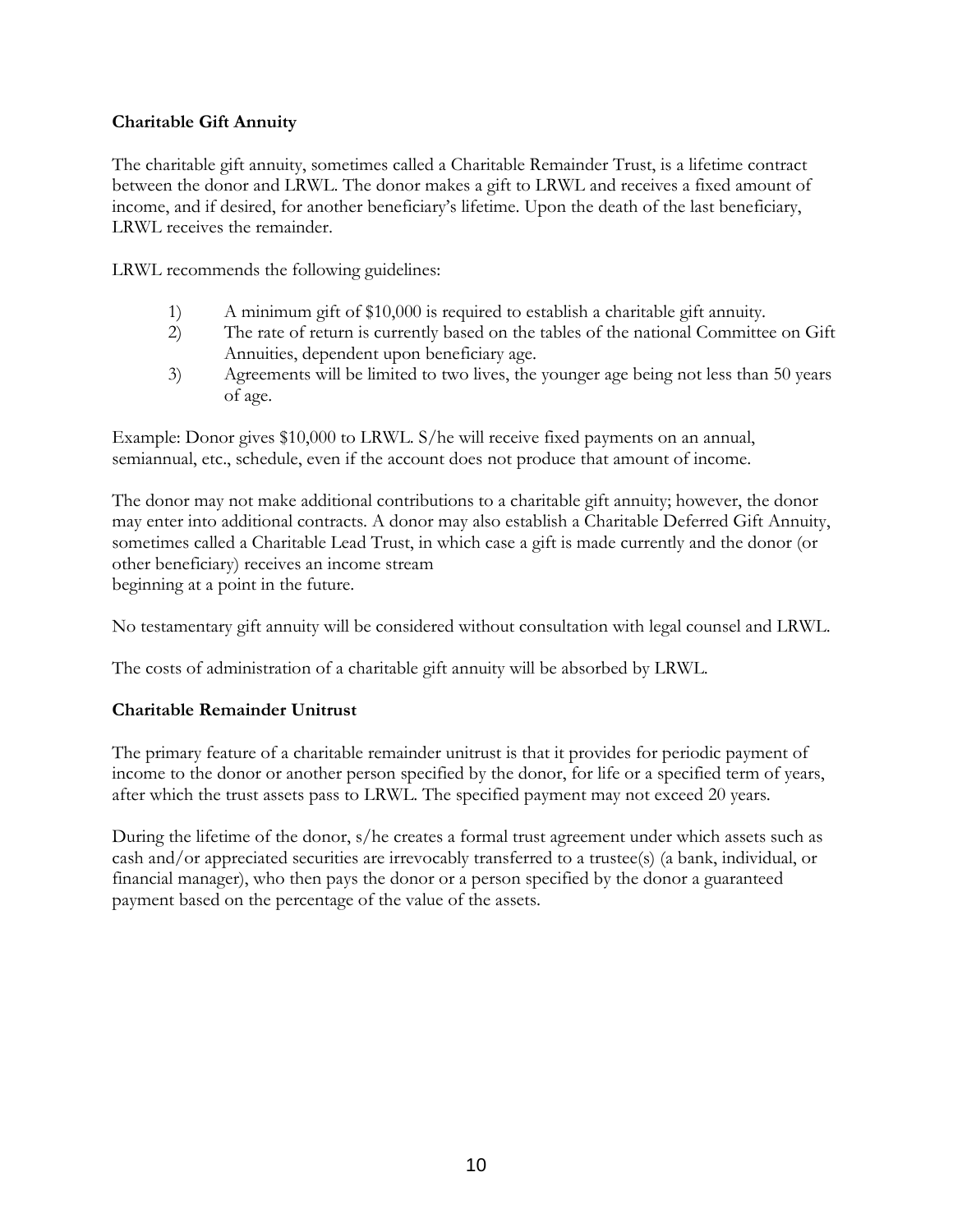**Charitable Gift Annuity**

The charitable gift annuity, sometimes called a Charitable Remainder Trust, is a lifetime contract between the donor and LRWL. The donor makes a gift to LRWL and receives a fixed amount of income, and if desired, for another beneficiary's lifetime. Upon the death of the last beneficiary, LRWL receives the remainder.

LRWL recommends the following guidelines:

1) A minimum gift of $10,000 is required to establish a charitable gift annuity.
2) The rate of return is currently based on the tables of the national Committee on Gift Annuities, dependent upon beneficiary age.
3) Agreements will be limited to two lives, the younger age being not less than 50 years of age.

Example: Donor gives $10,000 to LRWL. S/he will receive fixed payments on an annual, semiannual, etc., schedule, even if the account does not produce that amount of income.

The donor may not make additional contributions to a charitable gift annuity; however, the donor may enter into additional contracts. A donor may also establish a Charitable Deferred Gift Annuity, sometimes called a Charitable Lead Trust, in which case a gift is made currently and the donor (or other beneficiary) receives an income stream
beginning at a point in the future.

No testamentary gift annuity will be considered without consultation with legal counsel and LRWL.

The costs of administration of a charitable gift annuity will be absorbed by LRWL.

**Charitable Remainder Unitrust**

The primary feature of a charitable remainder unitrust is that it provides for periodic payment of income to the donor or another person specified by the donor, for life or a specified term of years, after which the trust assets pass to LRWL. The specified payment may not exceed 20 years.

During the lifetime of the donor, s/he creates a formal trust agreement under which assets such as cash and/or appreciated securities are irrevocably transferred to a trustee(s) (a bank, individual, or financial manager), who then pays the donor or a person specified by the donor a guaranteed payment based on the percentage of the value of the assets.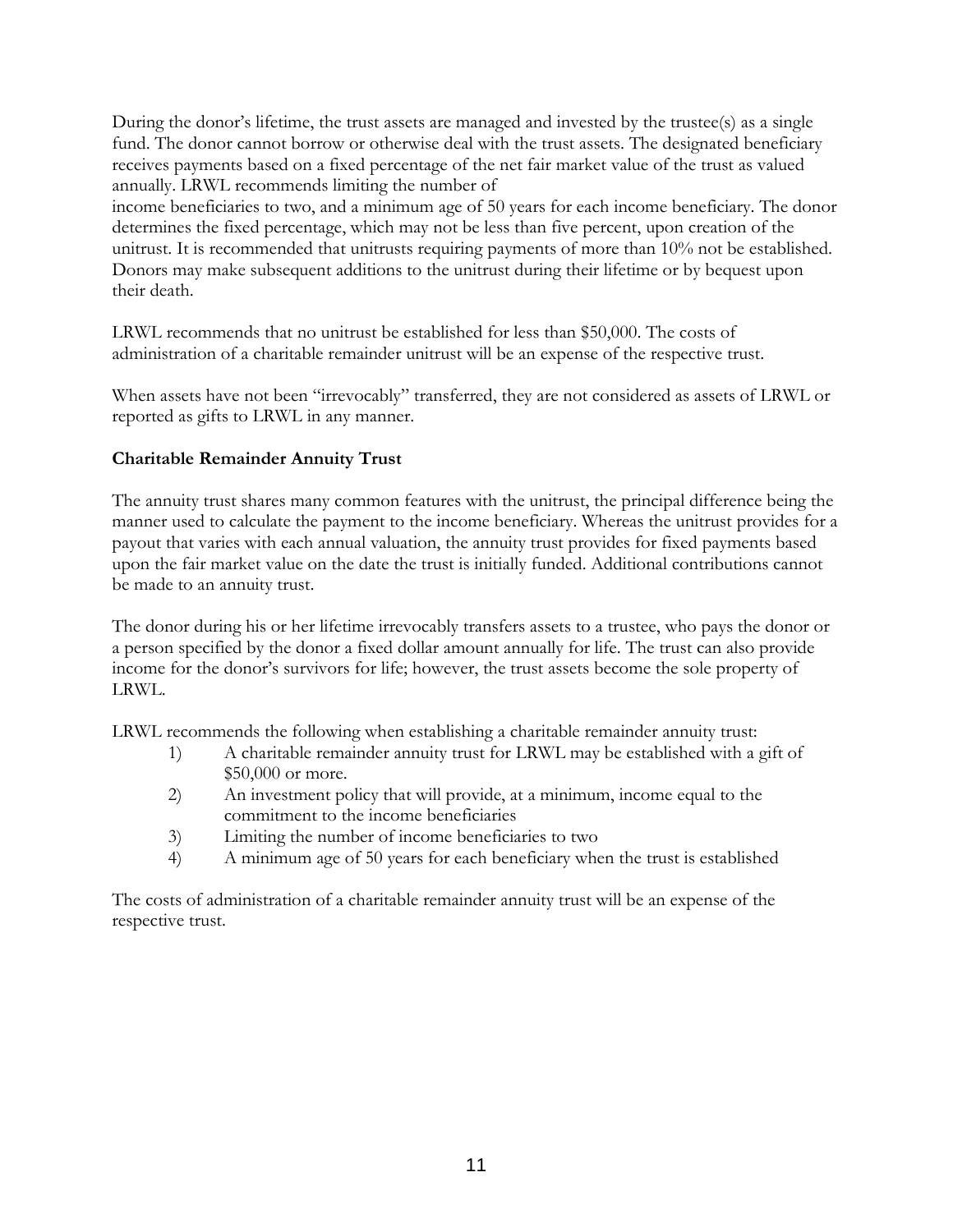During the donor's lifetime, the trust assets are managed and invested by the trustee(s) as a single fund. The donor cannot borrow or otherwise deal with the trust assets. The designated beneficiary receives payments based on a fixed percentage of the net fair market value of the trust as valued annually. LRWL recommends limiting the number of income beneficiaries to two, and a minimum age of 50 years for each income beneficiary. The donor determines the fixed percentage, which may not be less than five percent, upon creation of the unitrust. It is recommended that unitrusts requiring payments of more than 10% not be established. Donors may make subsequent additions to the unitrust during their lifetime or by bequest upon their death.

LRWL recommends that no unitrust be established for less than $50,000. The costs of administration of a charitable remainder unitrust will be an expense of the respective trust.

When assets have not been "irrevocably" transferred, they are not considered as assets of LRWL or reported as gifts to LRWL in any manner.

**Charitable Remainder Annuity Trust**

The annuity trust shares many common features with the unitrust, the principal difference being the manner used to calculate the payment to the income beneficiary. Whereas the unitrust provides for a payout that varies with each annual valuation, the annuity trust provides for fixed payments based upon the fair market value on the date the trust is initially funded. Additional contributions cannot be made to an annuity trust.

The donor during his or her lifetime irrevocably transfers assets to a trustee, who pays the donor or a person specified by the donor a fixed dollar amount annually for life. The trust can also provide income for the donor's survivors for life; however, the trust assets become the sole property of LRWL.

LRWL recommends the following when establishing a charitable remainder annuity trust:

1) A charitable remainder annuity trust for LRWL may be established with a gift of $50,000 or more.
2) An investment policy that will provide, at a minimum, income equal to the commitment to the income beneficiaries
3) Limiting the number of income beneficiaries to two
4) A minimum age of 50 years for each beneficiary when the trust is established

The costs of administration of a charitable remainder annuity trust will be an expense of the respective trust.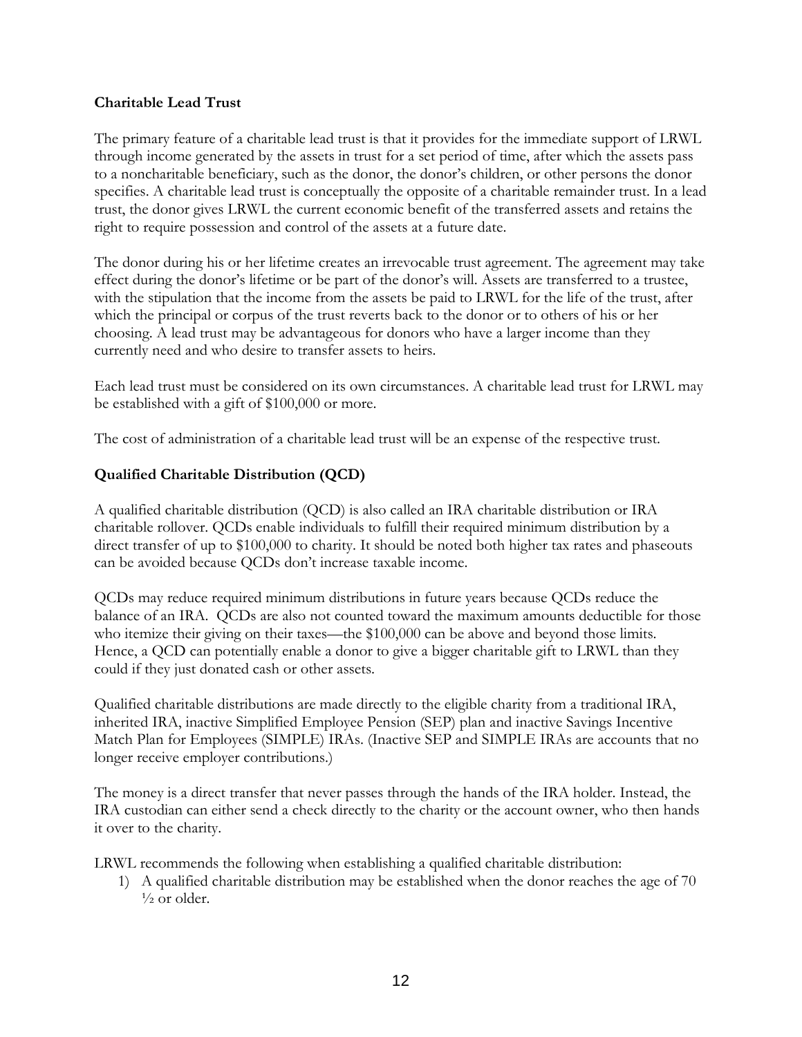**Charitable Lead Trust**

The primary feature of a charitable lead trust is that it provides for the immediate support of LRWL through income generated by the assets in trust for a set period of time, after which the assets pass to a noncharitable beneficiary, such as the donor, the donor's children, or other persons the donor specifies. A charitable lead trust is conceptually the opposite of a charitable remainder trust. In a lead trust, the donor gives LRWL the current economic benefit of the transferred assets and retains the right to require possession and control of the assets at a future date.

The donor during his or her lifetime creates an irrevocable trust agreement. The agreement may take effect during the donor's lifetime or be part of the donor's will. Assets are transferred to a trustee, with the stipulation that the income from the assets be paid to LRWL for the life of the trust, after which the principal or corpus of the trust reverts back to the donor or to others of his or her choosing. A lead trust may be advantageous for donors who have a larger income than they currently need and who desire to transfer assets to heirs.

Each lead trust must be considered on its own circumstances. A charitable lead trust for LRWL may be established with a gift of $100,000 or more.

The cost of administration of a charitable lead trust will be an expense of the respective trust.

**Qualified Charitable Distribution (QCD)**

A qualified charitable distribution (QCD) is also called an IRA charitable distribution or IRA charitable rollover. QCDs enable individuals to fulfill their required minimum distribution by a direct transfer of up to $100,000 to charity. It should be noted both higher tax rates and phaseouts can be avoided because QCDs don't increase taxable income.

QCDs may reduce required minimum distributions in future years because QCDs reduce the balance of an IRA. QCDs are also not counted toward the maximum amounts deductible for those who itemize their giving on their taxes—the $100,000 can be above and beyond those limits. Hence, a QCD can potentially enable a donor to give a bigger charitable gift to LRWL than they could if they just donated cash or other assets.

Qualified charitable distributions are made directly to the eligible charity from a traditional IRA, inherited IRA, inactive Simplified Employee Pension (SEP) plan and inactive Savings Incentive Match Plan for Employees (SIMPLE) IRAs. (Inactive SEP and SIMPLE IRAs are accounts that no longer receive employer contributions.)

The money is a direct transfer that never passes through the hands of the IRA holder. Instead, the IRA custodian can either send a check directly to the charity or the account owner, who then hands it over to the charity.

LRWL recommends the following when establishing a qualified charitable distribution:

1) A qualified charitable distribution may be established when the donor reaches the age of 70 ½ or older.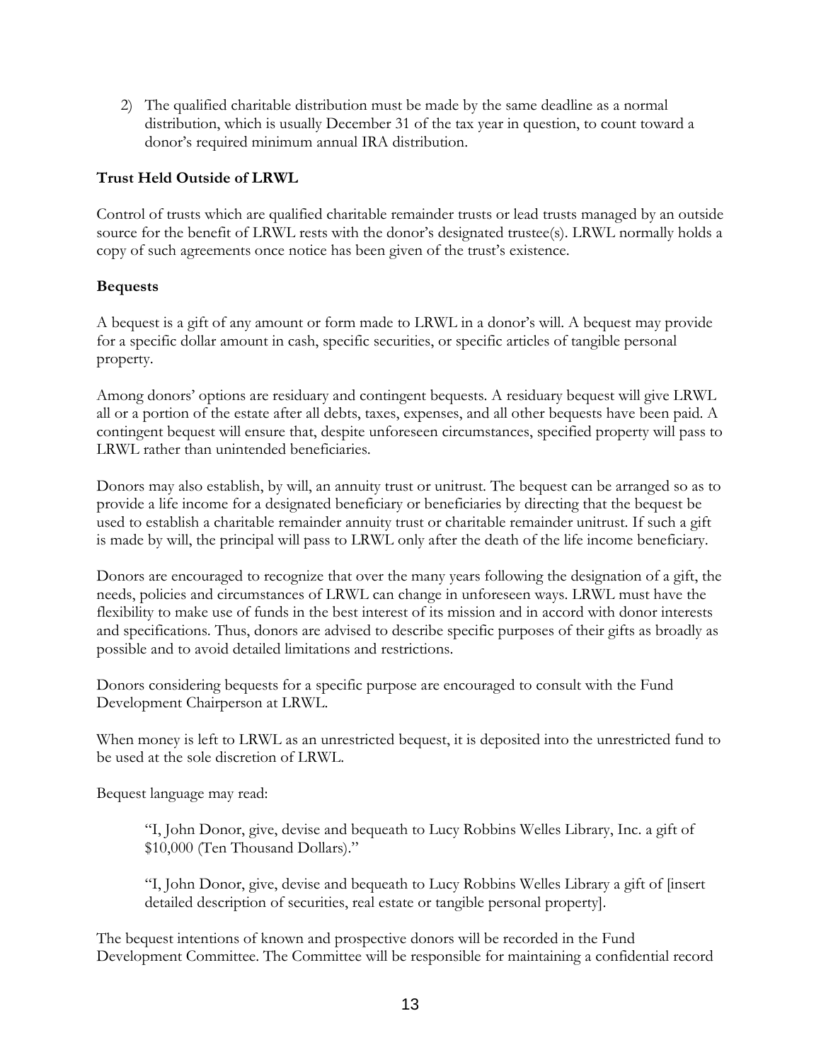2) The qualified charitable distribution must be made by the same deadline as a normal distribution, which is usually December 31 of the tax year in question, to count toward a donor's required minimum annual IRA distribution.

**Trust Held Outside of LRWL**

Control of trusts which are qualified charitable remainder trusts or lead trusts managed by an outside source for the benefit of LRWL rests with the donor's designated trustee(s). LRWL normally holds a copy of such agreements once notice has been given of the trust's existence.

**Bequests**

A bequest is a gift of any amount or form made to LRWL in a donor's will. A bequest may provide for a specific dollar amount in cash, specific securities, or specific articles of tangible personal property.

Among donors' options are residuary and contingent bequests. A residuary bequest will give LRWL all or a portion of the estate after all debts, taxes, expenses, and all other bequests have been paid. A contingent bequest will ensure that, despite unforeseen circumstances, specified property will pass to LRWL rather than unintended beneficiaries.

Donors may also establish, by will, an annuity trust or unitrust. The bequest can be arranged so as to provide a life income for a designated beneficiary or beneficiaries by directing that the bequest be used to establish a charitable remainder annuity trust or charitable remainder unitrust. If such a gift is made by will, the principal will pass to LRWL only after the death of the life income beneficiary.

Donors are encouraged to recognize that over the many years following the designation of a gift, the needs, policies and circumstances of LRWL can change in unforeseen ways. LRWL must have the flexibility to make use of funds in the best interest of its mission and in accord with donor interests and specifications. Thus, donors are advised to describe specific purposes of their gifts as broadly as possible and to avoid detailed limitations and restrictions.

Donors considering bequests for a specific purpose are encouraged to consult with the Fund Development Chairperson at LRWL.

When money is left to LRWL as an unrestricted bequest, it is deposited into the unrestricted fund to be used at the sole discretion of LRWL.

Bequest language may read:

> "I, John Donor, give, devise and bequeath to Lucy Robbins Welles Library, Inc. a gift of $10,000 (Ten Thousand Dollars)."
>
> "I, John Donor, give, devise and bequeath to Lucy Robbins Welles Library a gift of [insert detailed description of securities, real estate or tangible personal property].

The bequest intentions of known and prospective donors will be recorded in the Fund Development Committee. The Committee will be responsible for maintaining a confidential record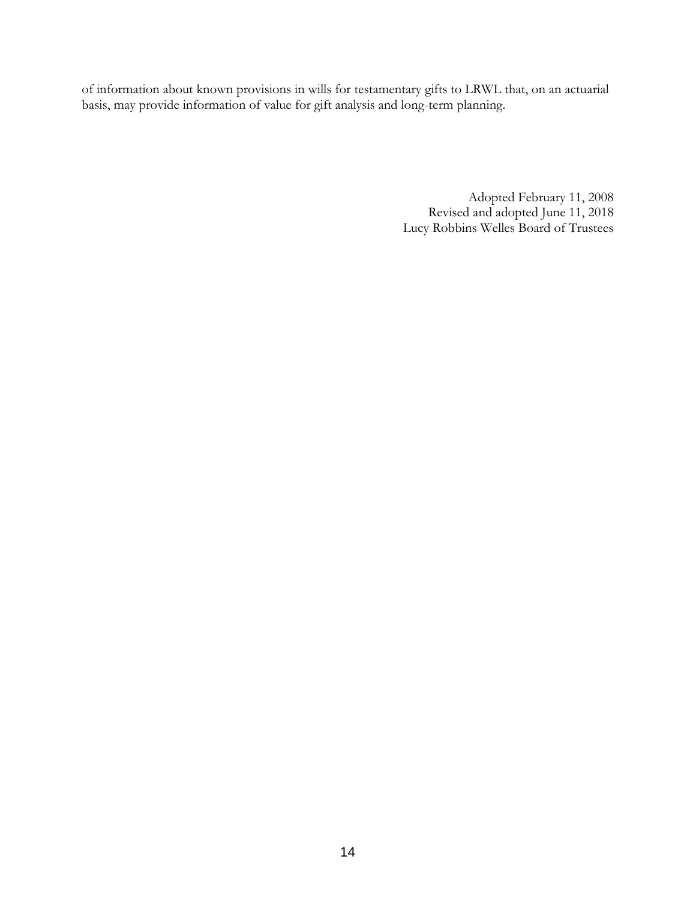of information about known provisions in wills for testamentary gifts to LRWL that, on an actuarial basis, may provide information of value for gift analysis and long-term planning.

Adopted February 11, 2008
Revised and adopted June 11, 2018
Lucy Robbins Welles Board of Trustees